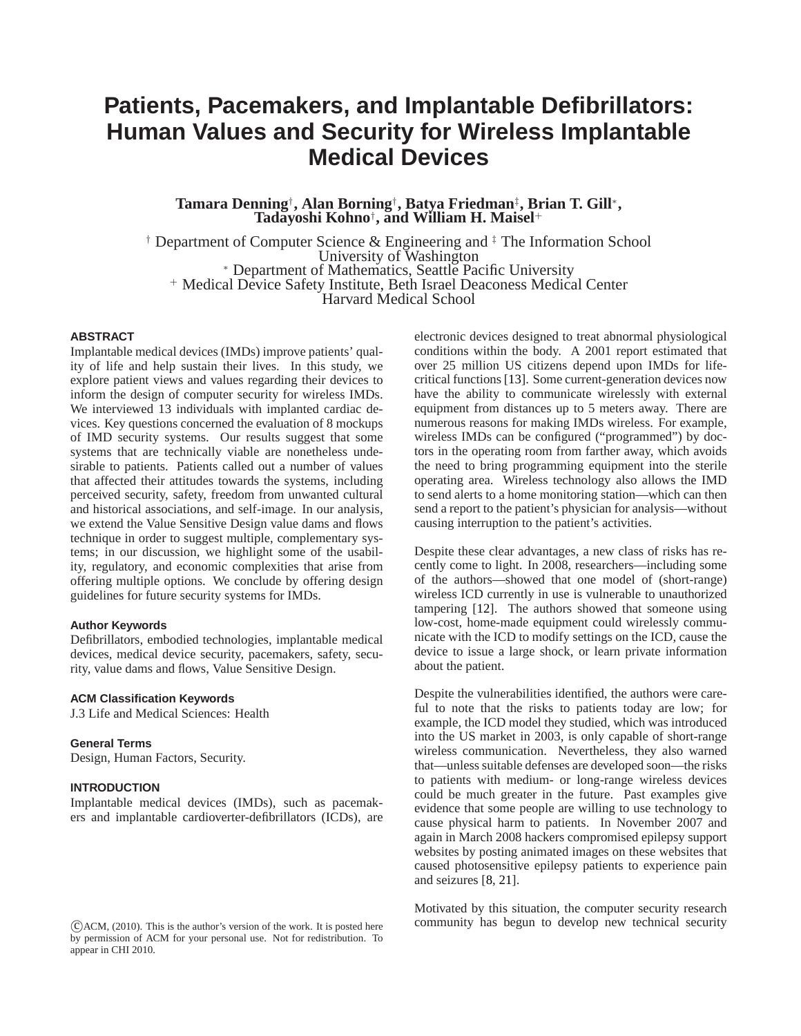# Patients, Pacemakers, and Implantable Defibrillators: Human Values and Security for Wireless Implantable Medical Devices

**Tamara Denning[†], Alan Borning[†], Batya Friedman[‡], Brian T. Gill[*], Tadayoshi Kohno[†], and William H. Maisel[+]**

[†] Department of Computer Science & Engineering and [‡] The Information School
University of Washington
[*] Department of Mathematics, Seattle Pacific University
[+] Medical Device Safety Institute, Beth Israel Deaconess Medical Center
Harvard Medical School

## ABSTRACT

Implantable medical devices (IMDs) improve patients' quality of life and help sustain their lives. In this study, we explore patient views and values regarding their devices to inform the design of computer security for wireless IMDs. We interviewed 13 individuals with implanted cardiac devices. Key questions concerned the evaluation of 8 mockups of IMD security systems. Our results suggest that some systems that are technically viable are nonetheless undesirable to patients. Patients called out a number of values that affected their attitudes towards the systems, including perceived security, safety, freedom from unwanted cultural and historical associations, and self-image. In our analysis, we extend the Value Sensitive Design value dams and flows technique in order to suggest multiple, complementary systems; in our discussion, we highlight some of the usability, regulatory, and economic complexities that arise from offering multiple options. We conclude by offering design guidelines for future security systems for IMDs.

### Author Keywords

Defibrillators, embodied technologies, implantable medical devices, medical device security, pacemakers, safety, security, value dams and flows, Value Sensitive Design.

### ACM Classification Keywords

J.3 Life and Medical Sciences: Health

### General Terms

Design, Human Factors, Security.

## INTRODUCTION

Implantable medical devices (IMDs), such as pacemakers and implantable cardioverter-defibrillators (ICDs), are electronic devices designed to treat abnormal physiological conditions within the body. A 2001 report estimated that over 25 million US citizens depend upon IMDs for life-critical functions [13]. Some current-generation devices now have the ability to communicate wirelessly with external equipment from distances up to 5 meters away. There are numerous reasons for making IMDs wireless. For example, wireless IMDs can be configured ("programmed") by doctors in the operating room from farther away, which avoids the need to bring programming equipment into the sterile operating area. Wireless technology also allows the IMD to send alerts to a home monitoring station—which can then send a report to the patient's physician for analysis—without causing interruption to the patient's activities.

Despite these clear advantages, a new class of risks has recently come to light. In 2008, researchers—including some of the authors—showed that one model of (short-range) wireless ICD currently in use is vulnerable to unauthorized tampering [12]. The authors showed that someone using low-cost, home-made equipment could wirelessly communicate with the ICD to modify settings on the ICD, cause the device to issue a large shock, or learn private information about the patient.

Despite the vulnerabilities identified, the authors were careful to note that the risks to patients today are low; for example, the ICD model they studied, which was introduced into the US market in 2003, is only capable of short-range wireless communication. Nevertheless, they also warned that—unless suitable defenses are developed soon—the risks to patients with medium- or long-range wireless devices could be much greater in the future. Past examples give evidence that some people are willing to use technology to cause physical harm to patients. In November 2007 and again in March 2008 hackers compromised epilepsy support websites by posting animated images on these websites that caused photosensitive epilepsy patients to experience pain and seizures [8, 21].

Motivated by this situation, the computer security research community has begun to develop new technical security

©ACM, (2010). This is the author's version of the work. It is posted here by permission of ACM for your personal use. Not for redistribution. To appear in CHI 2010.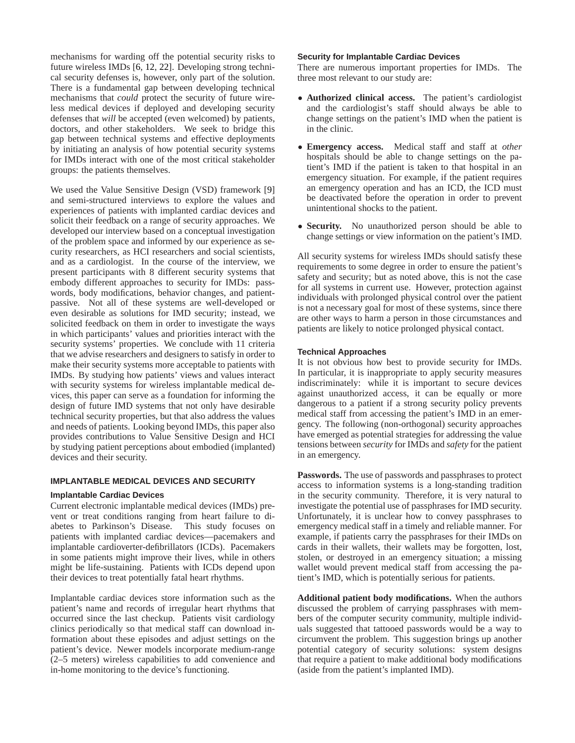mechanisms for warding off the potential security risks to future wireless IMDs [6, 12, 22]. Developing strong technical security defenses is, however, only part of the solution. There is a fundamental gap between developing technical mechanisms that *could* protect the security of future wireless medical devices if deployed and developing security defenses that *will* be accepted (even welcomed) by patients, doctors, and other stakeholders. We seek to bridge this gap between technical systems and effective deployments by initiating an analysis of how potential security systems for IMDs interact with one of the most critical stakeholder groups: the patients themselves.

We used the Value Sensitive Design (VSD) framework [9] and semi-structured interviews to explore the values and experiences of patients with implanted cardiac devices and solicit their feedback on a range of security approaches. We developed our interview based on a conceptual investigation of the problem space and informed by our experience as security researchers, as HCI researchers and social scientists, and as a cardiologist. In the course of the interview, we present participants with 8 different security systems that embody different approaches to security for IMDs: passwords, body modifications, behavior changes, and patient-passive. Not all of these systems are well-developed or even desirable as solutions for IMD security; instead, we solicited feedback on them in order to investigate the ways in which participants' values and priorities interact with the security systems' properties. We conclude with 11 criteria that we advise researchers and designers to satisfy in order to make their security systems more acceptable to patients with IMDs. By studying how patients' views and values interact with security systems for wireless implantable medical devices, this paper can serve as a foundation for informing the design of future IMD systems that not only have desirable technical security properties, but that also address the values and needs of patients. Looking beyond IMDs, this paper also provides contributions to Value Sensitive Design and HCI by studying patient perceptions about embodied (implanted) devices and their security.

## IMPLANTABLE MEDICAL DEVICES AND SECURITY

### Implantable Cardiac Devices

Current electronic implantable medical devices (IMDs) prevent or treat conditions ranging from heart failure to diabetes to Parkinson's Disease. This study focuses on patients with implanted cardiac devices—pacemakers and implantable cardioverter-defibrillators (ICDs). Pacemakers in some patients might improve their lives, while in others might be life-sustaining. Patients with ICDs depend upon their devices to treat potentially fatal heart rhythms.

Implantable cardiac devices store information such as the patient's name and records of irregular heart rhythms that occurred since the last checkup. Patients visit cardiology clinics periodically so that medical staff can download information about these episodes and adjust settings on the patient's device. Newer models incorporate medium-range (2–5 meters) wireless capabilities to add convenience and in-home monitoring to the device's functioning.

### Security for Implantable Cardiac Devices

There are numerous important properties for IMDs. The three most relevant to our study are:

- **Authorized clinical access.** The patient's cardiologist and the cardiologist's staff should always be able to change settings on the patient's IMD when the patient is in the clinic.
- **Emergency access.** Medical staff and staff at *other* hospitals should be able to change settings on the patient's IMD if the patient is taken to that hospital in an emergency situation. For example, if the patient requires an emergency operation and has an ICD, the ICD must be deactivated before the operation in order to prevent unintentional shocks to the patient.
- **Security.** No unauthorized person should be able to change settings or view information on the patient's IMD.

All security systems for wireless IMDs should satisfy these requirements to some degree in order to ensure the patient's safety and security; but as noted above, this is not the case for all systems in current use. However, protection against individuals with prolonged physical control over the patient is not a necessary goal for most of these systems, since there are other ways to harm a person in those circumstances and patients are likely to notice prolonged physical contact.

### Technical Approaches

It is not obvious how best to provide security for IMDs. In particular, it is inappropriate to apply security measures indiscriminately: while it is important to secure devices against unauthorized access, it can be equally or more dangerous to a patient if a strong security policy prevents medical staff from accessing the patient's IMD in an emergency. The following (non-orthogonal) security approaches have emerged as potential strategies for addressing the value tensions between *security* for IMDs and *safety* for the patient in an emergency.

**Passwords.** The use of passwords and passphrases to protect access to information systems is a long-standing tradition in the security community. Therefore, it is very natural to investigate the potential use of passphrases for IMD security. Unfortunately, it is unclear how to convey passphrases to emergency medical staff in a timely and reliable manner. For example, if patients carry the passphrases for their IMDs on cards in their wallets, their wallets may be forgotten, lost, stolen, or destroyed in an emergency situation; a missing wallet would prevent medical staff from accessing the patient's IMD, which is potentially serious for patients.

**Additional patient body modifications.** When the authors discussed the problem of carrying passphrases with members of the computer security community, multiple individuals suggested that tattooed passwords would be a way to circumvent the problem. This suggestion brings up another potential category of security solutions: system designs that require a patient to make additional body modifications (aside from the patient's implanted IMD).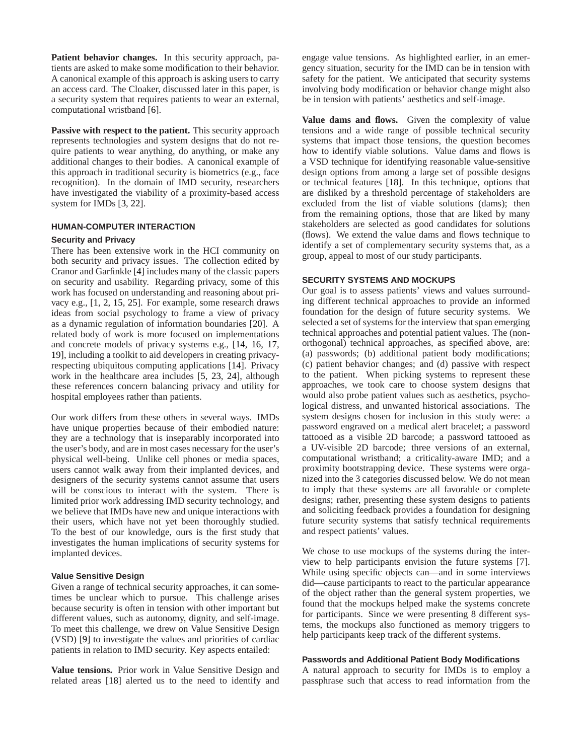**Patient behavior changes.** In this security approach, patients are asked to make some modification to their behavior. A canonical example of this approach is asking users to carry an access card. The Cloaker, discussed later in this paper, is a security system that requires patients to wear an external, computational wristband [6].

**Passive with respect to the patient.** This security approach represents technologies and system designs that do not require patients to wear anything, do anything, or make any additional changes to their bodies. A canonical example of this approach in traditional security is biometrics (e.g., face recognition). In the domain of IMD security, researchers have investigated the viability of a proximity-based access system for IMDs [3, 22].

## HUMAN-COMPUTER INTERACTION

### Security and Privacy

There has been extensive work in the HCI community on both security and privacy issues. The collection edited by Cranor and Garfinkle [4] includes many of the classic papers on security and usability. Regarding privacy, some of this work has focused on understanding and reasoning about privacy e.g., [1, 2, 15, 25]. For example, some research draws ideas from social psychology to frame a view of privacy as a dynamic regulation of information boundaries [20]. A related body of work is more focused on implementations and concrete models of privacy systems e.g., [14, 16, 17, 19], including a toolkit to aid developers in creating privacy-respecting ubiquitous computing applications [14]. Privacy work in the healthcare area includes [5, 23, 24], although these references concern balancing privacy and utility for hospital employees rather than patients.

Our work differs from these others in several ways. IMDs have unique properties because of their embodied nature: they are a technology that is inseparably incorporated into the user's body, and are in most cases necessary for the user's physical well-being. Unlike cell phones or media spaces, users cannot walk away from their implanted devices, and designers of the security systems cannot assume that users will be conscious to interact with the system. There is limited prior work addressing IMD security technology, and we believe that IMDs have new and unique interactions with their users, which have not yet been thoroughly studied. To the best of our knowledge, ours is the first study that investigates the human implications of security systems for implanted devices.

### Value Sensitive Design

Given a range of technical security approaches, it can sometimes be unclear which to pursue. This challenge arises because security is often in tension with other important but different values, such as autonomy, dignity, and self-image. To meet this challenge, we drew on Value Sensitive Design (VSD) [9] to investigate the values and priorities of cardiac patients in relation to IMD security. Key aspects entailed:

**Value tensions.** Prior work in Value Sensitive Design and related areas [18] alerted us to the need to identify and engage value tensions. As highlighted earlier, in an emergency situation, security for the IMD can be in tension with safety for the patient. We anticipated that security systems involving body modification or behavior change might also be in tension with patients' aesthetics and self-image.

**Value dams and flows.** Given the complexity of value tensions and a wide range of possible technical security systems that impact those tensions, the question becomes how to identify viable solutions. Value dams and flows is a VSD technique for identifying reasonable value-sensitive design options from among a large set of possible designs or technical features [18]. In this technique, options that are disliked by a threshold percentage of stakeholders are excluded from the list of viable solutions (dams); then from the remaining options, those that are liked by many stakeholders are selected as good candidates for solutions (flows). We extend the value dams and flows technique to identify a set of complementary security systems that, as a group, appeal to most of our study participants.

## SECURITY SYSTEMS AND MOCKUPS

Our goal is to assess patients' views and values surrounding different technical approaches to provide an informed foundation for the design of future security systems. We selected a set of systems for the interview that span emerging technical approaches and potential patient values. The (non-orthogonal) technical approaches, as specified above, are: (a) passwords; (b) additional patient body modifications; (c) patient behavior changes; and (d) passive with respect to the patient. When picking systems to represent these approaches, we took care to choose system designs that would also probe patient values such as aesthetics, psychological distress, and unwanted historical associations. The system designs chosen for inclusion in this study were: a password engraved on a medical alert bracelet; a password tattooed as a visible 2D barcode; a password tattooed as a UV-visible 2D barcode; three versions of an external, computational wristband; a criticality-aware IMD; and a proximity bootstrapping device. These systems were organized into the 3 categories discussed below. We do not mean to imply that these systems are all favorable or complete designs; rather, presenting these system designs to patients and soliciting feedback provides a foundation for designing future security systems that satisfy technical requirements and respect patients' values.

We chose to use mockups of the systems during the interview to help participants envision the future systems [7]. While using specific objects can—and in some interviews did—cause participants to react to the particular appearance of the object rather than the general system properties, we found that the mockups helped make the systems concrete for participants. Since we were presenting 8 different systems, the mockups also functioned as memory triggers to help participants keep track of the different systems.

### Passwords and Additional Patient Body Modifications

A natural approach to security for IMDs is to employ a passphrase such that access to read information from the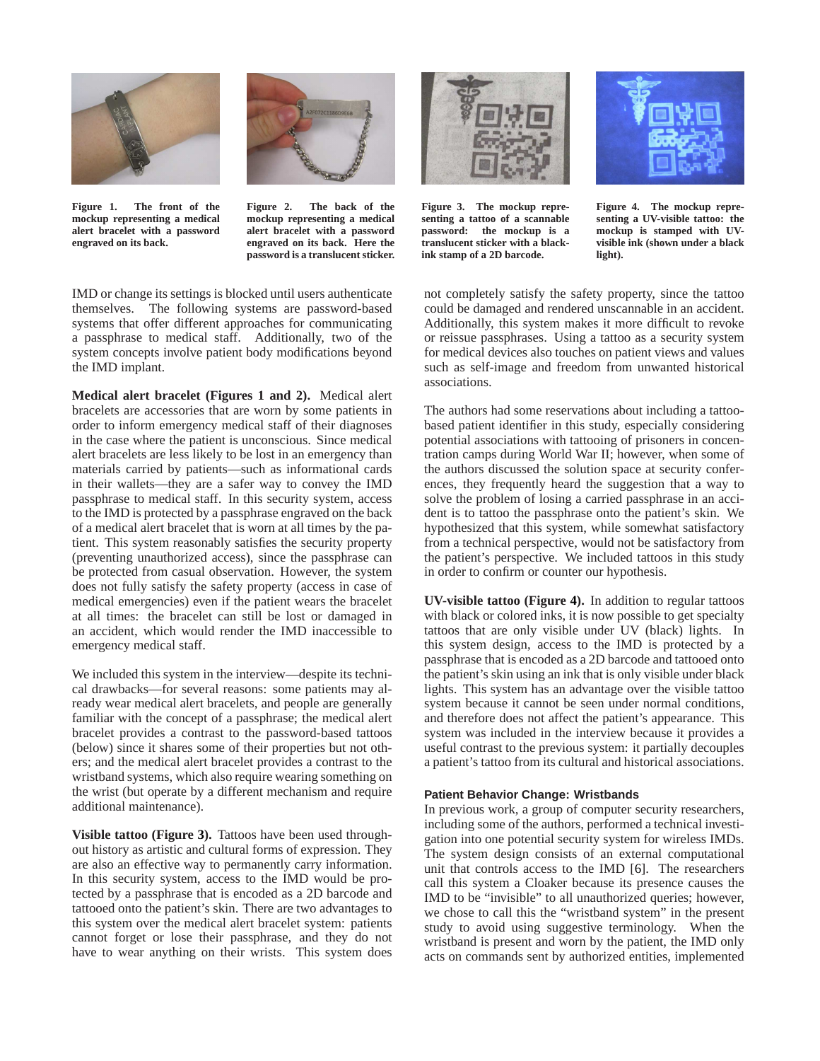**Figure 1. The front of the mockup representing a medical alert bracelet with a password engraved on its back.**

**Figure 2. The back of the mockup representing a medical alert bracelet with a password engraved on its back. Here the password is a translucent sticker.**

**Figure 3. The mockup representing a tattoo of a scannable password: the mockup is a translucent sticker with a black-ink stamp of a 2D barcode.**

**Figure 4. The mockup representing a UV-visible tattoo: the mockup is stamped with UV-visible ink (shown under a black light).**

IMD or change its settings is blocked until users authenticate themselves. The following systems are password-based systems that offer different approaches for communicating a passphrase to medical staff. Additionally, two of the system concepts involve patient body modifications beyond the IMD implant.

**Medical alert bracelet (Figures 1 and 2).** Medical alert bracelets are accessories that are worn by some patients in order to inform emergency medical staff of their diagnoses in the case where the patient is unconscious. Since medical alert bracelets are less likely to be lost in an emergency than materials carried by patients—such as informational cards in their wallets—they are a safer way to convey the IMD passphrase to medical staff. In this security system, access to the IMD is protected by a passphrase engraved on the back of a medical alert bracelet that is worn at all times by the patient. This system reasonably satisfies the security property (preventing unauthorized access), since the passphrase can be protected from casual observation. However, the system does not fully satisfy the safety property (access in case of medical emergencies) even if the patient wears the bracelet at all times: the bracelet can still be lost or damaged in an accident, which would render the IMD inaccessible to emergency medical staff.

We included this system in the interview—despite its technical drawbacks—for several reasons: some patients may already wear medical alert bracelets, and people are generally familiar with the concept of a passphrase; the medical alert bracelet provides a contrast to the password-based tattoos (below) since it shares some of their properties but not others; and the medical alert bracelet provides a contrast to the wristband systems, which also require wearing something on the wrist (but operate by a different mechanism and require additional maintenance).

**Visible tattoo (Figure 3).** Tattoos have been used throughout history as artistic and cultural forms of expression. They are also an effective way to permanently carry information. In this security system, access to the IMD would be protected by a passphrase that is encoded as a 2D barcode and tattooed onto the patient's skin. There are two advantages to this system over the medical alert bracelet system: patients cannot forget or lose their passphrase, and they do not have to wear anything on their wrists. This system does not completely satisfy the safety property, since the tattoo could be damaged and rendered unscannable in an accident. Additionally, this system makes it more difficult to revoke or reissue passphrases. Using a tattoo as a security system for medical devices also touches on patient views and values such as self-image and freedom from unwanted historical associations.

The authors had some reservations about including a tattoo-based patient identifier in this study, especially considering potential associations with tattooing of prisoners in concentration camps during World War II; however, when some of the authors discussed the solution space at security conferences, they frequently heard the suggestion that a way to solve the problem of losing a carried passphrase in an accident is to tattoo the passphrase onto the patient's skin. We hypothesized that this system, while somewhat satisfactory from a technical perspective, would not be satisfactory from the patient's perspective. We included tattoos in this study in order to confirm or counter our hypothesis.

**UV-visible tattoo (Figure 4).** In addition to regular tattoos with black or colored inks, it is now possible to get specialty tattoos that are only visible under UV (black) lights. In this system design, access to the IMD is protected by a passphrase that is encoded as a 2D barcode and tattooed onto the patient's skin using an ink that is only visible under black lights. This system has an advantage over the visible tattoo system because it cannot be seen under normal conditions, and therefore does not affect the patient's appearance. This system was included in the interview because it provides a useful contrast to the previous system: it partially decouples a patient's tattoo from its cultural and historical associations.

### Patient Behavior Change: Wristbands

In previous work, a group of computer security researchers, including some of the authors, performed a technical investigation into one potential security system for wireless IMDs. The system design consists of an external computational unit that controls access to the IMD [6]. The researchers call this system a Cloaker because its presence causes the IMD to be "invisible" to all unauthorized queries; however, we chose to call this the "wristband system" in the present study to avoid using suggestive terminology. When the wristband is present and worn by the patient, the IMD only acts on commands sent by authorized entities, implemented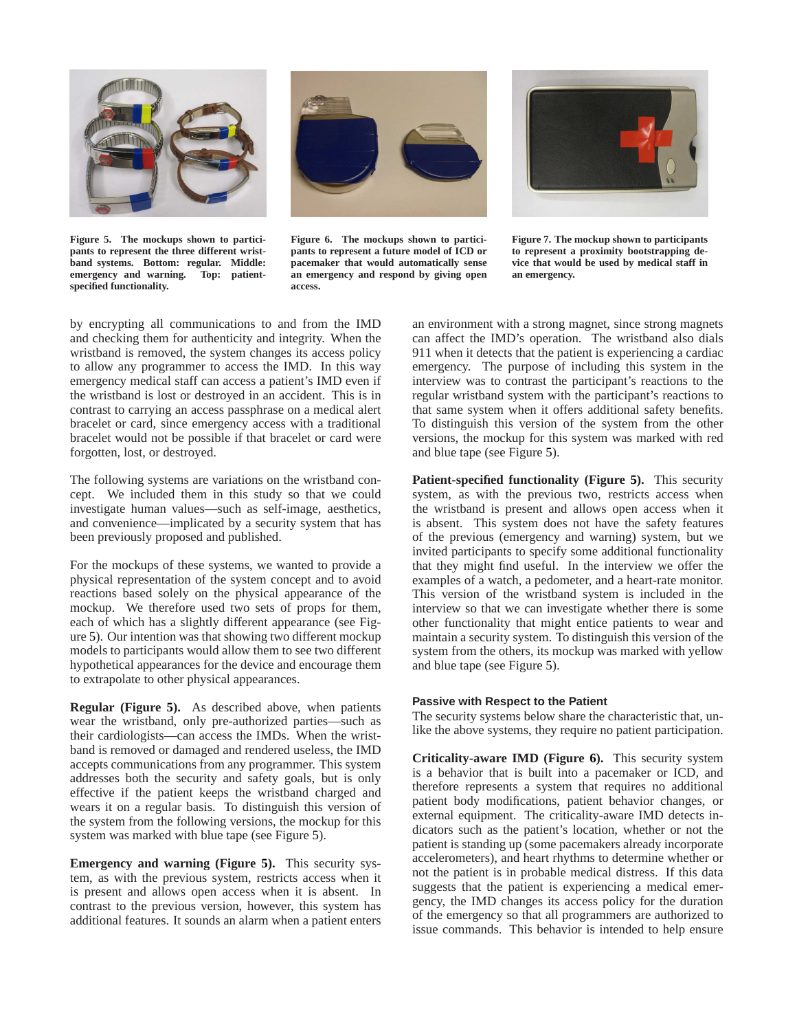Figure 5. The mockups shown to participants to represent the three different wristband systems. Bottom: regular. Middle: emergency and warning. Top: patient-specified functionality.

Figure 6. The mockups shown to participants to represent a future model of ICD or pacemaker that would automatically sense an emergency and respond by giving open access.

Figure 7. The mockup shown to participants to represent a proximity bootstrapping device that would be used by medical staff in an emergency.

by encrypting all communications to and from the IMD and checking them for authenticity and integrity. When the wristband is removed, the system changes its access policy to allow any programmer to access the IMD. In this way emergency medical staff can access a patient's IMD even if the wristband is lost or destroyed in an accident. This is in contrast to carrying an access passphrase on a medical alert bracelet or card, since emergency access with a traditional bracelet would not be possible if that bracelet or card were forgotten, lost, or destroyed.

The following systems are variations on the wristband concept. We included them in this study so that we could investigate human values—such as self-image, aesthetics, and convenience—implicated by a security system that has been previously proposed and published.

For the mockups of these systems, we wanted to provide a physical representation of the system concept and to avoid reactions based solely on the physical appearance of the mockup. We therefore used two sets of props for them, each of which has a slightly different appearance (see Figure 5). Our intention was that showing two different mockup models to participants would allow them to see two different hypothetical appearances for the device and encourage them to extrapolate to other physical appearances.

**Regular (Figure 5).** As described above, when patients wear the wristband, only pre-authorized parties—such as their cardiologists—can access the IMDs. When the wristband is removed or damaged and rendered useless, the IMD accepts communications from any programmer. This system addresses both the security and safety goals, but is only effective if the patient keeps the wristband charged and wears it on a regular basis. To distinguish this version of the system from the following versions, the mockup for this system was marked with blue tape (see Figure 5).

**Emergency and warning (Figure 5).** This security system, as with the previous system, restricts access when it is present and allows open access when it is absent. In contrast to the previous version, however, this system has additional features. It sounds an alarm when a patient enters an environment with a strong magnet, since strong magnets can affect the IMD's operation. The wristband also dials 911 when it detects that the patient is experiencing a cardiac emergency. The purpose of including this system in the interview was to contrast the participant's reactions to the regular wristband system with the participant's reactions to that same system when it offers additional safety benefits. To distinguish this version of the system from the other versions, the mockup for this system was marked with red and blue tape (see Figure 5).

**Patient-specified functionality (Figure 5).** This security system, as with the previous two, restricts access when the wristband is present and allows open access when it is absent. This system does not have the safety features of the previous (emergency and warning) system, but we invited participants to specify some additional functionality that they might find useful. In the interview we offer the examples of a watch, a pedometer, and a heart-rate monitor. This version of the wristband system is included in the interview so that we can investigate whether there is some other functionality that might entice patients to wear and maintain a security system. To distinguish this version of the system from the others, its mockup was marked with yellow and blue tape (see Figure 5).

### Passive with Respect to the Patient

The security systems below share the characteristic that, unlike the above systems, they require no patient participation.

**Criticality-aware IMD (Figure 6).** This security system is a behavior that is built into a pacemaker or ICD, and therefore represents a system that requires no additional patient body modifications, patient behavior changes, or external equipment. The criticality-aware IMD detects indicators such as the patient's location, whether or not the patient is standing up (some pacemakers already incorporate accelerometers), and heart rhythms to determine whether or not the patient is in probable medical distress. If this data suggests that the patient is experiencing a medical emergency, the IMD changes its access policy for the duration of the emergency so that all programmers are authorized to issue commands. This behavior is intended to help ensure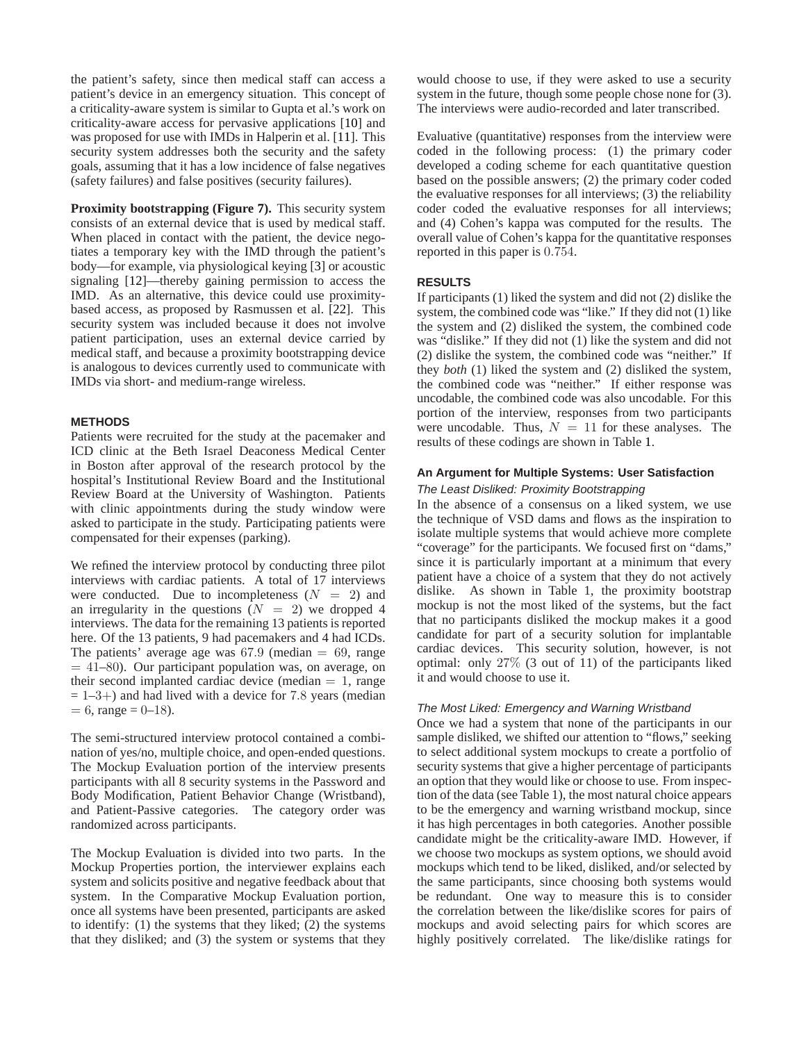the patient's safety, since then medical staff can access a patient's device in an emergency situation. This concept of a criticality-aware system is similar to Gupta et al.'s work on criticality-aware access for pervasive applications [10] and was proposed for use with IMDs in Halperin et al. [11]. This security system addresses both the security and the safety goals, assuming that it has a low incidence of false negatives (safety failures) and false positives (security failures).

**Proximity bootstrapping (Figure 7).** This security system consists of an external device that is used by medical staff. When placed in contact with the patient, the device negotiates a temporary key with the IMD through the patient's body—for example, via physiological keying [3] or acoustic signaling [12]—thereby gaining permission to access the IMD. As an alternative, this device could use proximity-based access, as proposed by Rasmussen et al. [22]. This security system was included because it does not involve patient participation, uses an external device carried by medical staff, and because a proximity bootstrapping device is analogous to devices currently used to communicate with IMDs via short- and medium-range wireless.

## METHODS

Patients were recruited for the study at the pacemaker and ICD clinic at the Beth Israel Deaconess Medical Center in Boston after approval of the research protocol by the hospital's Institutional Review Board and the Institutional Review Board at the University of Washington. Patients with clinic appointments during the study window were asked to participate in the study. Participating patients were compensated for their expenses (parking).

We refined the interview protocol by conducting three pilot interviews with cardiac patients. A total of 17 interviews were conducted. Due to incompleteness ($N = 2$) and an irregularity in the questions ($N = 2$) we dropped 4 interviews. The data for the remaining 13 patients is reported here. Of the 13 patients, 9 had pacemakers and 4 had ICDs. The patients' average age was $67.9$ (median $= 69$, range $= 41$–$80$). Our participant population was, on average, on their second implanted cardiac device (median $= 1$, range $= 1$–$3+$) and had lived with a device for $7.8$ years (median $= 6$, range $= 0$–$18$).

The semi-structured interview protocol contained a combination of yes/no, multiple choice, and open-ended questions. The Mockup Evaluation portion of the interview presents participants with all 8 security systems in the Password and Body Modification, Patient Behavior Change (Wristband), and Patient-Passive categories. The category order was randomized across participants.

The Mockup Evaluation is divided into two parts. In the Mockup Properties portion, the interviewer explains each system and solicits positive and negative feedback about that system. In the Comparative Mockup Evaluation portion, once all systems have been presented, participants are asked to identify: (1) the systems that they liked; (2) the systems that they disliked; and (3) the system or systems that they would choose to use, if they were asked to use a security system in the future, though some people chose none for (3). The interviews were audio-recorded and later transcribed.

Evaluative (quantitative) responses from the interview were coded in the following process: (1) the primary coder developed a coding scheme for each quantitative question based on the possible answers; (2) the primary coder coded the evaluative responses for all interviews; (3) the reliability coder coded the evaluative responses for all interviews; and (4) Cohen's kappa was computed for the results. The overall value of Cohen's kappa for the quantitative responses reported in this paper is $0.754$.

## RESULTS

If participants (1) liked the system and did not (2) dislike the system, the combined code was "like." If they did not (1) like the system and (2) disliked the system, the combined code was "dislike." If they did not (1) like the system and did not (2) dislike the system, the combined code was "neither." If they *both* (1) liked the system and (2) disliked the system, the combined code was "neither." If either response was uncodable, the combined code was also uncodable. For this portion of the interview, responses from two participants were uncodable. Thus, $N = 11$ for these analyses. The results of these codings are shown in Table 1.

### An Argument for Multiple Systems: User Satisfaction

#### *The Least Disliked: Proximity Bootstrapping*

In the absence of a consensus on a liked system, we use the technique of VSD dams and flows as the inspiration to isolate multiple systems that would achieve more complete "coverage" for the participants. We focused first on "dams," since it is particularly important at a minimum that every patient have a choice of a system that they do not actively dislike. As shown in Table 1, the proximity bootstrap mockup is not the most liked of the systems, but the fact that no participants disliked the mockup makes it a good candidate for part of a security solution for implantable cardiac devices. This security solution, however, is not optimal: only $27\%$ (3 out of 11) of the participants liked it and would choose to use it.

#### *The Most Liked: Emergency and Warning Wristband*

Once we had a system that none of the participants in our sample disliked, we shifted our attention to "flows," seeking to select additional system mockups to create a portfolio of security systems that give a higher percentage of participants an option that they would like or choose to use. From inspection of the data (see Table 1), the most natural choice appears to be the emergency and warning wristband mockup, since it has high percentages in both categories. Another possible candidate might be the criticality-aware IMD. However, if we choose two mockups as system options, we should avoid mockups which tend to be liked, disliked, and/or selected by the same participants, since choosing both systems would be redundant. One way to measure this is to consider the correlation between the like/dislike scores for pairs of mockups and avoid selecting pairs for which scores are highly positively correlated. The like/dislike ratings for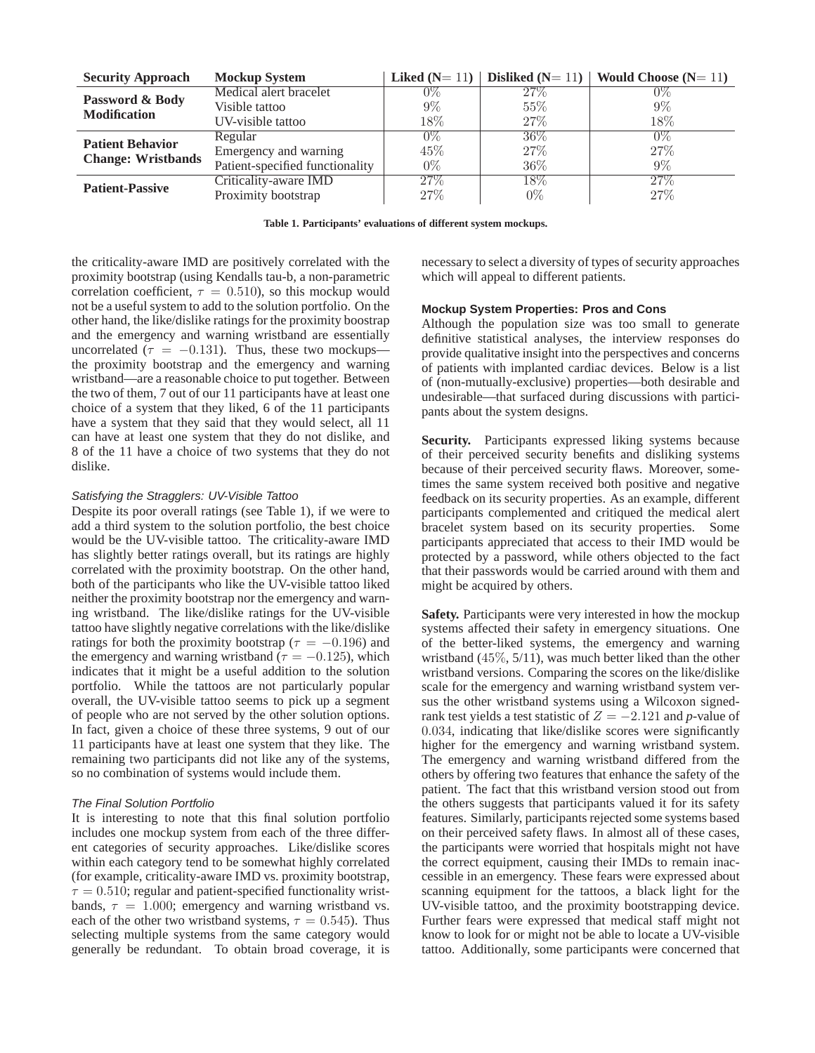| Security Approach | Mockup System | Liked (N= 11) | Disliked (N= 11) | Would Choose (N= 11) |
|---|---|---|---|---|
| Password & Body Modification | Medical alert bracelet | 0% | 27% | 0% |
| | Visible tattoo | 9% | 55% | 9% |
| | UV-visible tattoo | 18% | 27% | 18% |
| Patient Behavior Change: Wristbands | Regular | 0% | 36% | 0% |
| | Emergency and warning | 45% | 27% | 27% |
| | Patient-specified functionality | 0% | 36% | 9% |
| Patient-Passive | Criticality-aware IMD | 27% | 18% | 27% |
| | Proximity bootstrap | 27% | 0% | 27% |

**Table 1. Participants' evaluations of different system mockups.**

the criticality-aware IMD are positively correlated with the proximity bootstrap (using Kendalls tau-b, a non-parametric correlation coefficient, $\tau = 0.510$), so this mockup would not be a useful system to add to the solution portfolio. On the other hand, the like/dislike ratings for the proximity boostrap and the emergency and warning wristband are essentially uncorrelated ($\tau = -0.131$). Thus, these two mockups—the proximity bootstrap and the emergency and warning wristband—are a reasonable choice to put together. Between the two of them, 7 out of our 11 participants have at least one choice of a system that they liked, 6 of the 11 participants have a system that they said that they would select, all 11 can have at least one system that they do not dislike, and 8 of the 11 have a choice of two systems that they do not dislike.

### *Satisfying the Stragglers: UV-Visible Tattoo*

Despite its poor overall ratings (see Table 1), if we were to add a third system to the solution portfolio, the best choice would be the UV-visible tattoo. The criticality-aware IMD has slightly better ratings overall, but its ratings are highly correlated with the proximity bootstrap. On the other hand, both of the participants who like the UV-visible tattoo liked neither the proximity bootstrap nor the emergency and warning wristband. The like/dislike ratings for the UV-visible tattoo have slightly negative correlations with the like/dislike ratings for both the proximity bootstrap ($\tau = -0.196$) and the emergency and warning wristband ($\tau = -0.125$), which indicates that it might be a useful addition to the solution portfolio. While the tattoos are not particularly popular overall, the UV-visible tattoo seems to pick up a segment of people who are not served by the other solution options. In fact, given a choice of these three systems, 9 out of our 11 participants have at least one system that they like. The remaining two participants did not like any of the systems, so no combination of systems would include them.

### *The Final Solution Portfolio*

It is interesting to note that this final solution portfolio includes one mockup system from each of the three different categories of security approaches. Like/dislike scores within each category tend to be somewhat highly correlated (for example, criticality-aware IMD vs. proximity bootstrap, $\tau = 0.510$; regular and patient-specified functionality wristbands, $\tau = 1.000$; emergency and warning wristband vs. each of the other two wristband systems, $\tau = 0.545$). Thus selecting multiple systems from the same category would generally be redundant. To obtain broad coverage, it is necessary to select a diversity of types of security approaches which will appeal to different patients.

### Mockup System Properties: Pros and Cons

Although the population size was too small to generate definitive statistical analyses, the interview responses do provide qualitative insight into the perspectives and concerns of patients with implanted cardiac devices. Below is a list of (non-mutually-exclusive) properties—both desirable and undesirable—that surfaced during discussions with participants about the system designs.

**Security.** Participants expressed liking systems because of their perceived security benefits and disliking systems because of their perceived security flaws. Moreover, sometimes the same system received both positive and negative feedback on its security properties. As an example, different participants complemented and critiqued the medical alert bracelet system based on its security properties. Some participants appreciated that access to their IMD would be protected by a password, while others objected to the fact that their passwords would be carried around with them and might be acquired by others.

**Safety.** Participants were very interested in how the mockup systems affected their safety in emergency situations. One of the better-liked systems, the emergency and warning wristband (45%, 5/11), was much better liked than the other wristband versions. Comparing the scores on the like/dislike scale for the emergency and warning wristband system versus the other wristband systems using a Wilcoxon signed-rank test yields a test statistic of $Z = -2.121$ and *p*-value of $0.034$, indicating that like/dislike scores were significantly higher for the emergency and warning wristband system. The emergency and warning wristband differed from the others by offering two features that enhance the safety of the patient. The fact that this wristband version stood out from the others suggests that participants valued it for its safety features. Similarly, participants rejected some systems based on their perceived safety flaws. In almost all of these cases, the participants were worried that hospitals might not have the correct equipment, causing their IMDs to remain inaccessible in an emergency. These fears were expressed about scanning equipment for the tattoos, a black light for the UV-visible tattoo, and the proximity bootstrapping device. Further fears were expressed that medical staff might not know to look for or might not be able to locate a UV-visible tattoo. Additionally, some participants were concerned that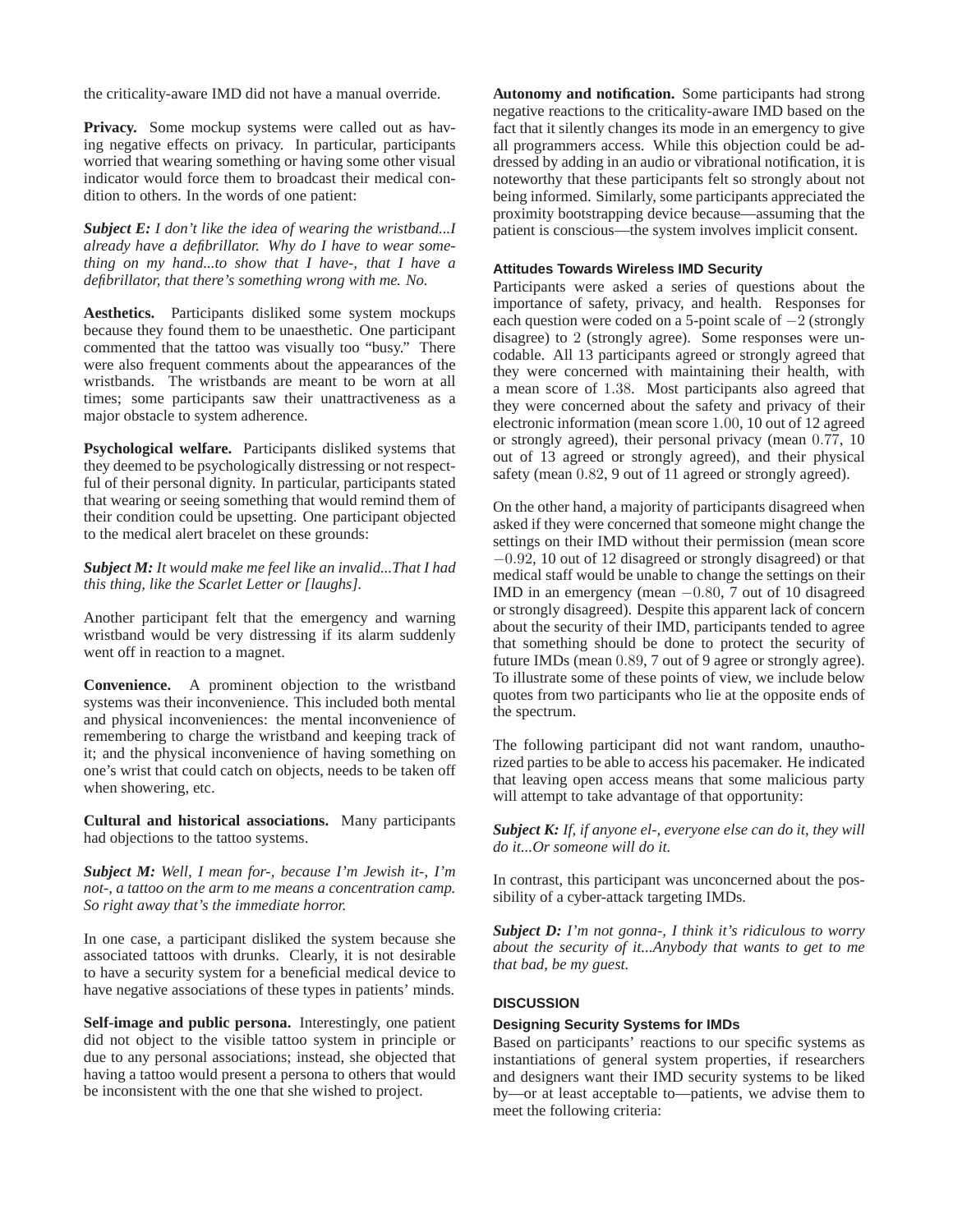the criticality-aware IMD did not have a manual override.

**Privacy.** Some mockup systems were called out as having negative effects on privacy. In particular, participants worried that wearing something or having some other visual indicator would force them to broadcast their medical condition to others. In the words of one patient:

***Subject E:*** *I don't like the idea of wearing the wristband...I already have a defibrillator. Why do I have to wear something on my hand...to show that I have-, that I have a defibrillator, that there's something wrong with me. No.*

**Aesthetics.** Participants disliked some system mockups because they found them to be unaesthetic. One participant commented that the tattoo was visually too "busy." There were also frequent comments about the appearances of the wristbands. The wristbands are meant to be worn at all times; some participants saw their unattractiveness as a major obstacle to system adherence.

**Psychological welfare.** Participants disliked systems that they deemed to be psychologically distressing or not respectful of their personal dignity. In particular, participants stated that wearing or seeing something that would remind them of their condition could be upsetting. One participant objected to the medical alert bracelet on these grounds:

***Subject M:*** *It would make me feel like an invalid...That I had this thing, like the Scarlet Letter or [laughs].*

Another participant felt that the emergency and warning wristband would be very distressing if its alarm suddenly went off in reaction to a magnet.

**Convenience.** A prominent objection to the wristband systems was their inconvenience. This included both mental and physical inconveniences: the mental inconvenience of remembering to charge the wristband and keeping track of it; and the physical inconvenience of having something on one's wrist that could catch on objects, needs to be taken off when showering, etc.

**Cultural and historical associations.** Many participants had objections to the tattoo systems.

***Subject M:*** *Well, I mean for-, because I'm Jewish it-, I'm not-, a tattoo on the arm to me means a concentration camp. So right away that's the immediate horror.*

In one case, a participant disliked the system because she associated tattoos with drunks. Clearly, it is not desirable to have a security system for a beneficial medical device to have negative associations of these types in patients' minds.

**Self-image and public persona.** Interestingly, one patient did not object to the visible tattoo system in principle or due to any personal associations; instead, she objected that having a tattoo would present a persona to others that would be inconsistent with the one that she wished to project.

**Autonomy and notification.** Some participants had strong negative reactions to the criticality-aware IMD based on the fact that it silently changes its mode in an emergency to give all programmers access. While this objection could be addressed by adding in an audio or vibrational notification, it is noteworthy that these participants felt so strongly about not being informed. Similarly, some participants appreciated the proximity bootstrapping device because—assuming that the patient is conscious—the system involves implicit consent.

### Attitudes Towards Wireless IMD Security

Participants were asked a series of questions about the importance of safety, privacy, and health. Responses for each question were coded on a 5-point scale of $-2$ (strongly disagree) to $2$ (strongly agree). Some responses were uncodable. All 13 participants agreed or strongly agreed that they were concerned with maintaining their health, with a mean score of $1.38$. Most participants also agreed that they were concerned about the safety and privacy of their electronic information (mean score $1.00$, 10 out of 12 agreed or strongly agreed), their personal privacy (mean $0.77$, 10 out of 13 agreed or strongly agreed), and their physical safety (mean $0.82$, 9 out of 11 agreed or strongly agreed).

On the other hand, a majority of participants disagreed when asked if they were concerned that someone might change the settings on their IMD without their permission (mean score $-0.92$, 10 out of 12 disagreed or strongly disagreed) or that medical staff would be unable to change the settings on their IMD in an emergency (mean $-0.80$, 7 out of 10 disagreed or strongly disagreed). Despite this apparent lack of concern about the security of their IMD, participants tended to agree that something should be done to protect the security of future IMDs (mean $0.89$, 7 out of 9 agree or strongly agree). To illustrate some of these points of view, we include below quotes from two participants who lie at the opposite ends of the spectrum.

The following participant did not want random, unauthorized parties to be able to access his pacemaker. He indicated that leaving open access means that some malicious party will attempt to take advantage of that opportunity:

***Subject K:*** *If, if anyone el-, everyone else can do it, they will do it...Or someone will do it.*

In contrast, this participant was unconcerned about the possibility of a cyber-attack targeting IMDs.

***Subject D:*** *I'm not gonna-, I think it's ridiculous to worry about the security of it...Anybody that wants to get to me that bad, be my guest.*

## DISCUSSION

### Designing Security Systems for IMDs

Based on participants' reactions to our specific systems as instantiations of general system properties, if researchers and designers want their IMD security systems to be liked by—or at least acceptable to—patients, we advise them to meet the following criteria: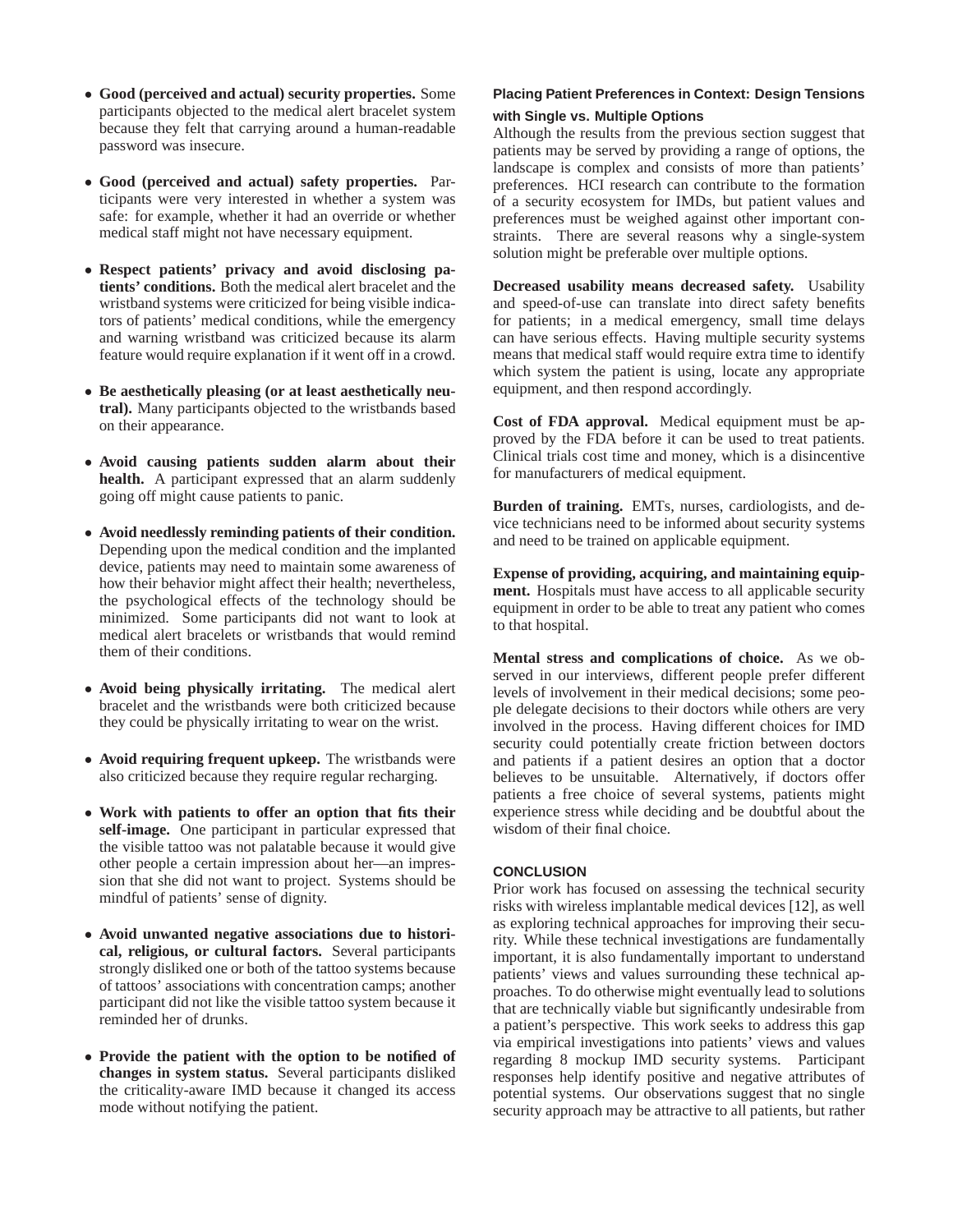- **Good (perceived and actual) security properties.** Some participants objected to the medical alert bracelet system because they felt that carrying around a human-readable password was insecure.

- **Good (perceived and actual) safety properties.** Participants were very interested in whether a system was safe: for example, whether it had an override or whether medical staff might not have necessary equipment.

- **Respect patients' privacy and avoid disclosing patients' conditions.** Both the medical alert bracelet and the wristband systems were criticized for being visible indicators of patients' medical conditions, while the emergency and warning wristband was criticized because its alarm feature would require explanation if it went off in a crowd.

- **Be aesthetically pleasing (or at least aesthetically neutral).** Many participants objected to the wristbands based on their appearance.

- **Avoid causing patients sudden alarm about their health.** A participant expressed that an alarm suddenly going off might cause patients to panic.

- **Avoid needlessly reminding patients of their condition.** Depending upon the medical condition and the implanted device, patients may need to maintain some awareness of how their behavior might affect their health; nevertheless, the psychological effects of the technology should be minimized. Some participants did not want to look at medical alert bracelets or wristbands that would remind them of their conditions.

- **Avoid being physically irritating.** The medical alert bracelet and the wristbands were both criticized because they could be physically irritating to wear on the wrist.

- **Avoid requiring frequent upkeep.** The wristbands were also criticized because they require regular recharging.

- **Work with patients to offer an option that fits their self-image.** One participant in particular expressed that the visible tattoo was not palatable because it would give other people a certain impression about her—an impression that she did not want to project. Systems should be mindful of patients' sense of dignity.

- **Avoid unwanted negative associations due to historical, religious, or cultural factors.** Several participants strongly disliked one or both of the tattoo systems because of tattoos' associations with concentration camps; another participant did not like the visible tattoo system because it reminded her of drunks.

- **Provide the patient with the option to be notified of changes in system status.** Several participants disliked the criticality-aware IMD because it changed its access mode without notifying the patient.

### Placing Patient Preferences in Context: Design Tensions with Single vs. Multiple Options

Although the results from the previous section suggest that patients may be served by providing a range of options, the landscape is complex and consists of more than patients' preferences. HCI research can contribute to the formation of a security ecosystem for IMDs, but patient values and preferences must be weighed against other important constraints. There are several reasons why a single-system solution might be preferable over multiple options.

**Decreased usability means decreased safety.** Usability and speed-of-use can translate into direct safety benefits for patients; in a medical emergency, small time delays can have serious effects. Having multiple security systems means that medical staff would require extra time to identify which system the patient is using, locate any appropriate equipment, and then respond accordingly.

**Cost of FDA approval.** Medical equipment must be approved by the FDA before it can be used to treat patients. Clinical trials cost time and money, which is a disincentive for manufacturers of medical equipment.

**Burden of training.** EMTs, nurses, cardiologists, and device technicians need to be informed about security systems and need to be trained on applicable equipment.

**Expense of providing, acquiring, and maintaining equipment.** Hospitals must have access to all applicable security equipment in order to be able to treat any patient who comes to that hospital.

**Mental stress and complications of choice.** As we observed in our interviews, different people prefer different levels of involvement in their medical decisions; some people delegate decisions to their doctors while others are very involved in the process. Having different choices for IMD security could potentially create friction between doctors and patients if a patient desires an option that a doctor believes to be unsuitable. Alternatively, if doctors offer patients a free choice of several systems, patients might experience stress while deciding and be doubtful about the wisdom of their final choice.

## CONCLUSION

Prior work has focused on assessing the technical security risks with wireless implantable medical devices [12], as well as exploring technical approaches for improving their security. While these technical investigations are fundamentally important, it is also fundamentally important to understand patients' views and values surrounding these technical approaches. To do otherwise might eventually lead to solutions that are technically viable but significantly undesirable from a patient's perspective. This work seeks to address this gap via empirical investigations into patients' views and values regarding 8 mockup IMD security systems. Participant responses help identify positive and negative attributes of potential systems. Our observations suggest that no single security approach may be attractive to all patients, but rather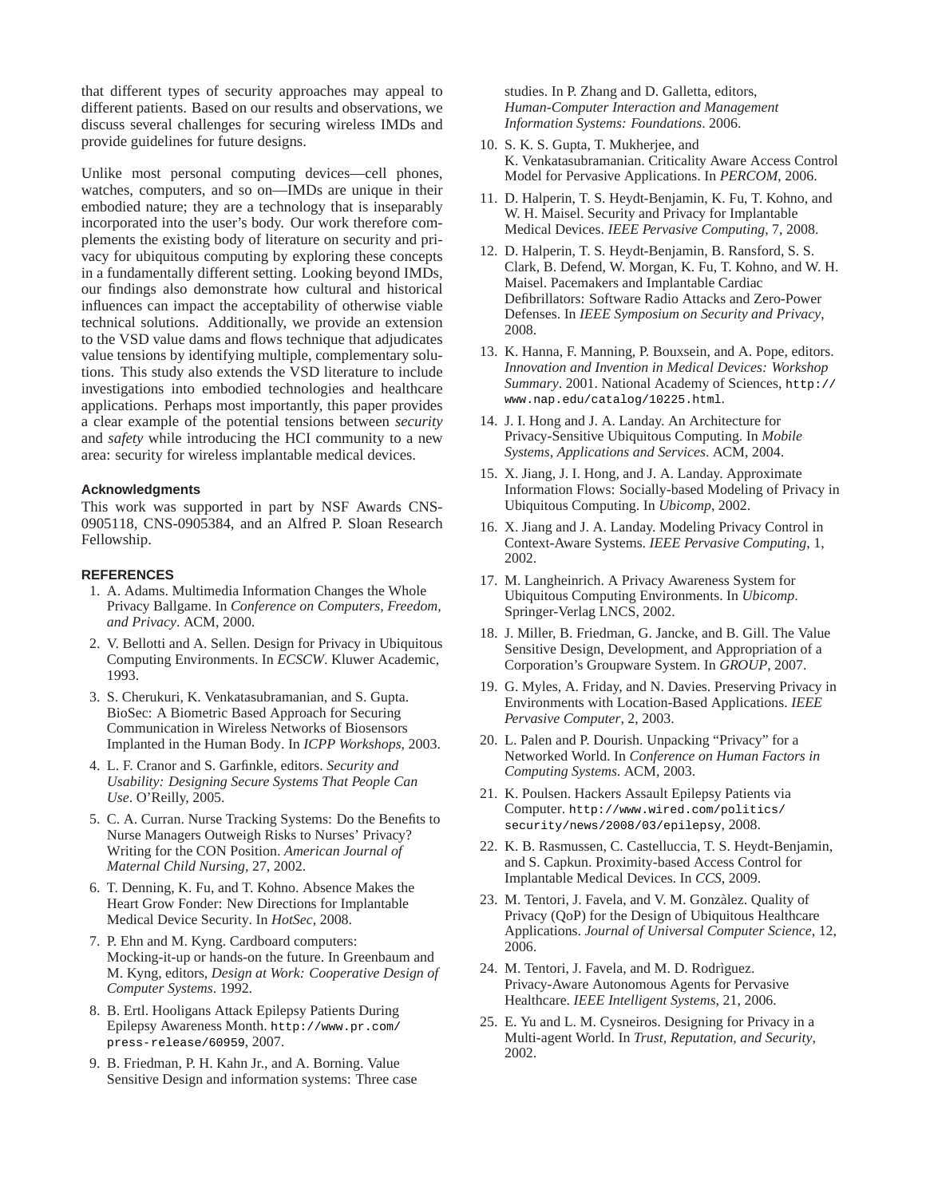that different types of security approaches may appeal to different patients. Based on our results and observations, we discuss several challenges for securing wireless IMDs and provide guidelines for future designs.

Unlike most personal computing devices—cell phones, watches, computers, and so on—IMDs are unique in their embodied nature; they are a technology that is inseparably incorporated into the user's body. Our work therefore complements the existing body of literature on security and privacy for ubiquitous computing by exploring these concepts in a fundamentally different setting. Looking beyond IMDs, our findings also demonstrate how cultural and historical influences can impact the acceptability of otherwise viable technical solutions. Additionally, we provide an extension to the VSD value dams and flows technique that adjudicates value tensions by identifying multiple, complementary solutions. This study also extends the VSD literature to include investigations into embodied technologies and healthcare applications. Perhaps most importantly, this paper provides a clear example of the potential tensions between *security* and *safety* while introducing the HCI community to a new area: security for wireless implantable medical devices.

### Acknowledgments

This work was supported in part by NSF Awards CNS-0905118, CNS-0905384, and an Alfred P. Sloan Research Fellowship.

## REFERENCES

1. A. Adams. Multimedia Information Changes the Whole Privacy Ballgame. In *Conference on Computers, Freedom, and Privacy*. ACM, 2000.
2. V. Bellotti and A. Sellen. Design for Privacy in Ubiquitous Computing Environments. In *ECSCW*. Kluwer Academic, 1993.
3. S. Cherukuri, K. Venkatasubramanian, and S. Gupta. BioSec: A Biometric Based Approach for Securing Communication in Wireless Networks of Biosensors Implanted in the Human Body. In *ICPP Workshops*, 2003.
4. L. F. Cranor and S. Garfinkle, editors. *Security and Usability: Designing Secure Systems That People Can Use*. O'Reilly, 2005.
5. C. A. Curran. Nurse Tracking Systems: Do the Benefits to Nurse Managers Outweigh Risks to Nurses' Privacy? Writing for the CON Position. *American Journal of Maternal Child Nursing*, 27, 2002.
6. T. Denning, K. Fu, and T. Kohno. Absence Makes the Heart Grow Fonder: New Directions for Implantable Medical Device Security. In *HotSec*, 2008.
7. P. Ehn and M. Kyng. Cardboard computers: Mocking-it-up or hands-on the future. In Greenbaum and M. Kyng, editors, *Design at Work: Cooperative Design of Computer Systems*. 1992.
8. B. Ertl. Hooligans Attack Epilepsy Patients During Epilepsy Awareness Month. `http://www.pr.com/press-release/60959`, 2007.
9. B. Friedman, P. H. Kahn Jr., and A. Borning. Value Sensitive Design and information systems: Three case studies. In P. Zhang and D. Galletta, editors, *Human-Computer Interaction and Management Information Systems: Foundations*. 2006.
10. S. K. S. Gupta, T. Mukherjee, and K. Venkatasubramanian. Criticality Aware Access Control Model for Pervasive Applications. In *PERCOM*, 2006.
11. D. Halperin, T. S. Heydt-Benjamin, K. Fu, T. Kohno, and W. H. Maisel. Security and Privacy for Implantable Medical Devices. *IEEE Pervasive Computing*, 7, 2008.
12. D. Halperin, T. S. Heydt-Benjamin, B. Ransford, S. S. Clark, B. Defend, W. Morgan, K. Fu, T. Kohno, and W. H. Maisel. Pacemakers and Implantable Cardiac Defibrillators: Software Radio Attacks and Zero-Power Defenses. In *IEEE Symposium on Security and Privacy*, 2008.
13. K. Hanna, F. Manning, P. Bouxsein, and A. Pope, editors. *Innovation and Invention in Medical Devices: Workshop Summary*. 2001. National Academy of Sciences, `http://www.nap.edu/catalog/10225.html`.
14. J. I. Hong and J. A. Landay. An Architecture for Privacy-Sensitive Ubiquitous Computing. In *Mobile Systems, Applications and Services*. ACM, 2004.
15. X. Jiang, J. I. Hong, and J. A. Landay. Approximate Information Flows: Socially-based Modeling of Privacy in Ubiquitous Computing. In *Ubicomp*, 2002.
16. X. Jiang and J. A. Landay. Modeling Privacy Control in Context-Aware Systems. *IEEE Pervasive Computing*, 1, 2002.
17. M. Langheinrich. A Privacy Awareness System for Ubiquitous Computing Environments. In *Ubicomp*. Springer-Verlag LNCS, 2002.
18. J. Miller, B. Friedman, G. Jancke, and B. Gill. The Value Sensitive Design, Development, and Appropriation of a Corporation's Groupware System. In *GROUP*, 2007.
19. G. Myles, A. Friday, and N. Davies. Preserving Privacy in Environments with Location-Based Applications. *IEEE Pervasive Computer*, 2, 2003.
20. L. Palen and P. Dourish. Unpacking "Privacy" for a Networked World. In *Conference on Human Factors in Computing Systems*. ACM, 2003.
21. K. Poulsen. Hackers Assault Epilepsy Patients via Computer. `http://www.wired.com/politics/security/news/2008/03/epilepsy`, 2008.
22. K. B. Rasmussen, C. Castelluccia, T. S. Heydt-Benjamin, and S. Capkun. Proximity-based Access Control for Implantable Medical Devices. In *CCS*, 2009.
23. M. Tentori, J. Favela, and V. M. Gonzàlez. Quality of Privacy (QoP) for the Design of Ubiquitous Healthcare Applications. *Journal of Universal Computer Science*, 12, 2006.
24. M. Tentori, J. Favela, and M. D. Rodrìguez. Privacy-Aware Autonomous Agents for Pervasive Healthcare. *IEEE Intelligent Systems*, 21, 2006.
25. E. Yu and L. M. Cysneiros. Designing for Privacy in a Multi-agent World. In *Trust, Reputation, and Security*, 2002.